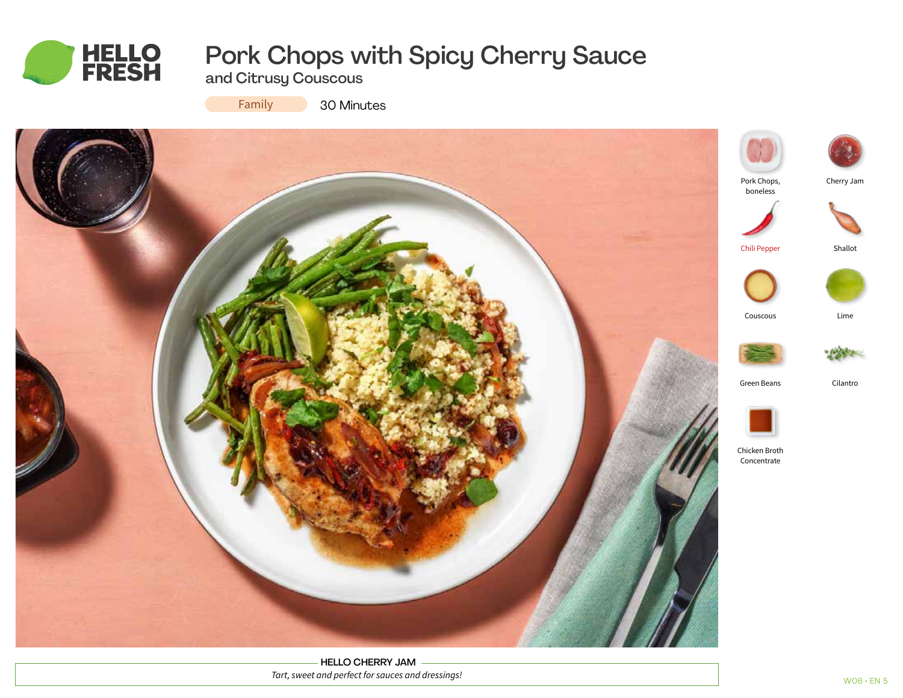# Pork Chops with Spicy Cherry Sauce

## and Citrusy Couscous

Family | 30 Minutes

- Pork Chops, boneless
- Cherry Jam
- Chili Pepper
- Shallot
- Couscous
- Lime
- Green Beans
- Cilantro
- Chicken Broth Concentrate

**HELLO CHERRY JAM**

*Tart, sweet and perfect for sauces and dressings!*

W08 • EN 5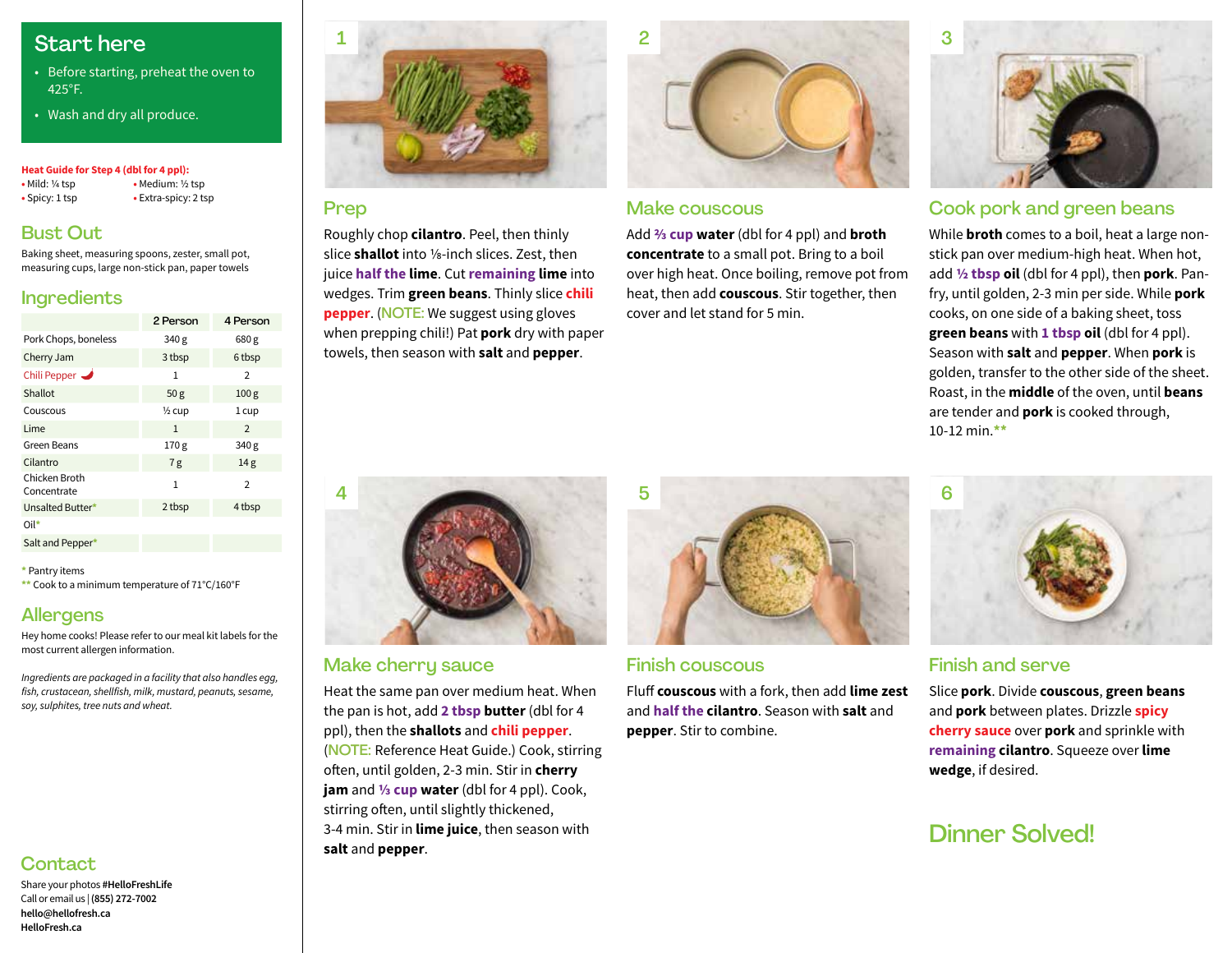## Start here

- Before starting, preheat the oven to 425°F.
- Wash and dry all produce.

**Heat Guide for Step 4 (dbl for 4 ppl):**

- Mild: ¼ tsp
- Medium: ½ tsp
- Spicy: 1 tsp
- Extra-spicy: 2 tsp

## Bust Out

Baking sheet, measuring spoons, zester, small pot, measuring cups, large non-stick pan, paper towels

## Ingredients

| | 2 Person | 4 Person |
|---|---|---|
| Pork Chops, boneless | 340 g | 680 g |
| Cherry Jam | 3 tbsp | 6 tbsp |
| Chili Pepper | 1 | 2 |
| Shallot | 50 g | 100 g |
| Couscous | ½ cup | 1 cup |
| Lime | 1 | 2 |
| Green Beans | 170 g | 340 g |
| Cilantro | 7 g | 14 g |
| Chicken Broth Concentrate | 1 | 2 |
| Unsalted Butter* | 2 tbsp | 4 tbsp |
| Oil* | | |
| Salt and Pepper* | | |

\* Pantry items

\*\* Cook to a minimum temperature of 71°C/160°F

## Allergens

Hey home cooks! Please refer to our meal kit labels for the most current allergen information.

*Ingredients are packaged in a facility that also handles egg, fish, crustacean, shellfish, milk, mustard, peanuts, sesame, soy, sulphites, tree nuts and wheat.*

## Contact

Share your photos **#HelloFreshLife**

Call or email us | **(855) 272-7002**

**hello@hellofresh.ca**

**HelloFresh.ca**

### 1 Prep

Roughly chop **cilantro**. Peel, then thinly slice **shallot** into ⅛-inch slices. Zest, then juice **half the lime**. Cut **remaining lime** into wedges. Trim **green beans**. Thinly slice **chili pepper**. (NOTE: We suggest using gloves when prepping chili!) Pat **pork** dry with paper towels, then season with **salt** and **pepper**.

### 2 Make couscous

Add **⅔ cup water** (dbl for 4 ppl) and **broth concentrate** to a small pot. Bring to a boil over high heat. Once boiling, remove pot from heat, then add **couscous**. Stir together, then cover and let stand for 5 min.

### 3 Cook pork and green beans

While **broth** comes to a boil, heat a large non-stick pan over medium-high heat. When hot, add **½ tbsp oil** (dbl for 4 ppl), then **pork**. Pan-fry, until golden, 2-3 min per side. While **pork** cooks, on one side of a baking sheet, toss **green beans** with **1 tbsp oil** (dbl for 4 ppl). Season with **salt** and **pepper**. When **pork** is golden, transfer to the other side of the sheet. Roast, in the **middle** of the oven, until **beans** are tender and **pork** is cooked through, 10-12 min.\*\*

### 4 Make cherry sauce

Heat the same pan over medium heat. When the pan is hot, add **2 tbsp butter** (dbl for 4 ppl), then the **shallots** and **chili pepper**. (NOTE: Reference Heat Guide.) Cook, stirring often, until golden, 2-3 min. Stir in **cherry jam** and **⅓ cup water** (dbl for 4 ppl). Cook, stirring often, until slightly thickened, 3-4 min. Stir in **lime juice**, then season with **salt** and **pepper**.

### 5 Finish couscous

Fluff **couscous** with a fork, then add **lime zest** and **half the cilantro**. Season with **salt** and **pepper**. Stir to combine.

### 6 Finish and serve

Slice **pork**. Divide **couscous**, **green beans** and **pork** between plates. Drizzle **spicy cherry sauce** over **pork** and sprinkle with **remaining cilantro**. Squeeze over **lime wedge**, if desired.

## Dinner Solved!